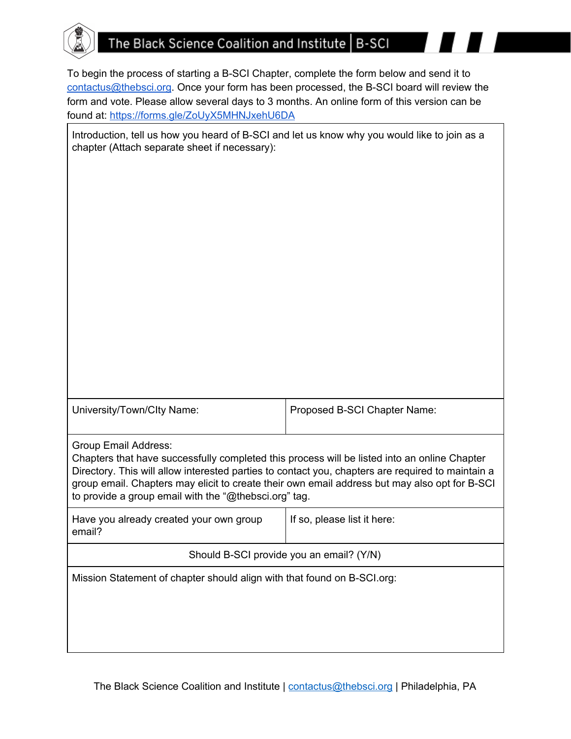# The Black Science Coalition and Institute | B-SCI

To begin the process of starting a B-SCI Chapter, complete the form below and send it to contactus@thebsci.org. Once your form has been processed, the B-SCI board will review the form and vote. Please allow several days to 3 months. An online form of this version can be found at: https://forms.gle/ZoUyX5MHNJxehU6DA

| Introduction, tell us how you heard of B-SCI and let us know why you would like to join as a chapter (Attach separate sheet if necessary): | |
|---|---|
| University/Town/CIty Name: | Proposed B-SCI Chapter Name: |
| Group Email Address:<br>Chapters that have successfully completed this process will be listed into an online Chapter Directory. This will allow interested parties to contact you, chapters are required to maintain a group email. Chapters may elicit to create their own email address but may also opt for B-SCI to provide a group email with the "@thebsci.org" tag. | |
| Have you already created your own group email? | If so, please list it here: |
| Should B-SCI provide you an email? (Y/N) | |
| Mission Statement of chapter should align with that found on B-SCI.org: | |

The Black Science Coalition and Institute | contactus@thebsci.org | Philadelphia, PA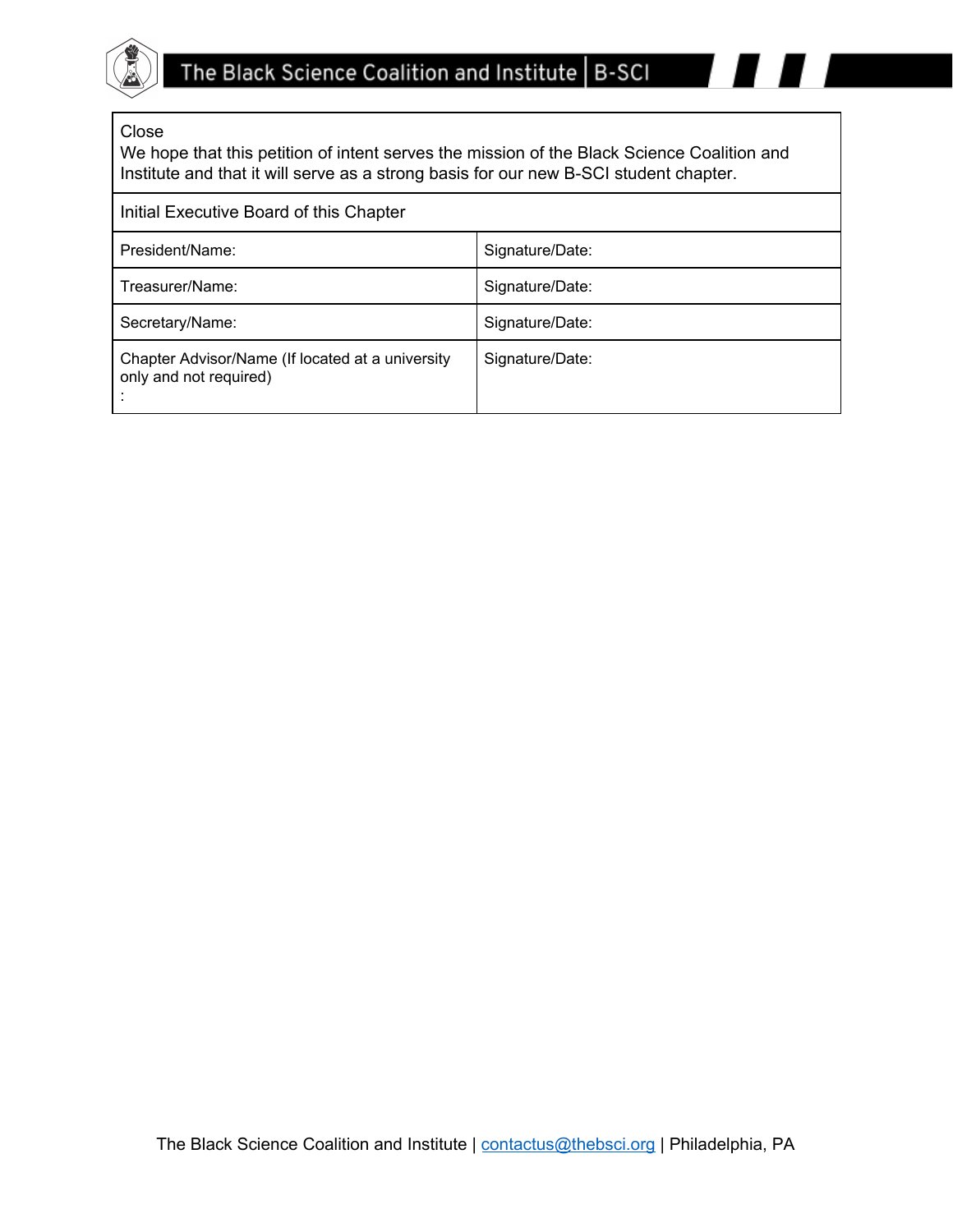| Close<br>We hope that this petition of intent serves the mission of the Black Science Coalition and Institute and that it will serve as a strong basis for our new B-SCI student chapter. | |
|---|---|
| Initial Executive Board of this Chapter | |
| President/Name: | Signature/Date: |
| Treasurer/Name: | Signature/Date: |
| Secretary/Name: | Signature/Date: |
| Chapter Advisor/Name (If located at a university only and not required)<br>: | Signature/Date: |

The Black Science Coalition and Institute | contactus@thebsci.org | Philadelphia, PA